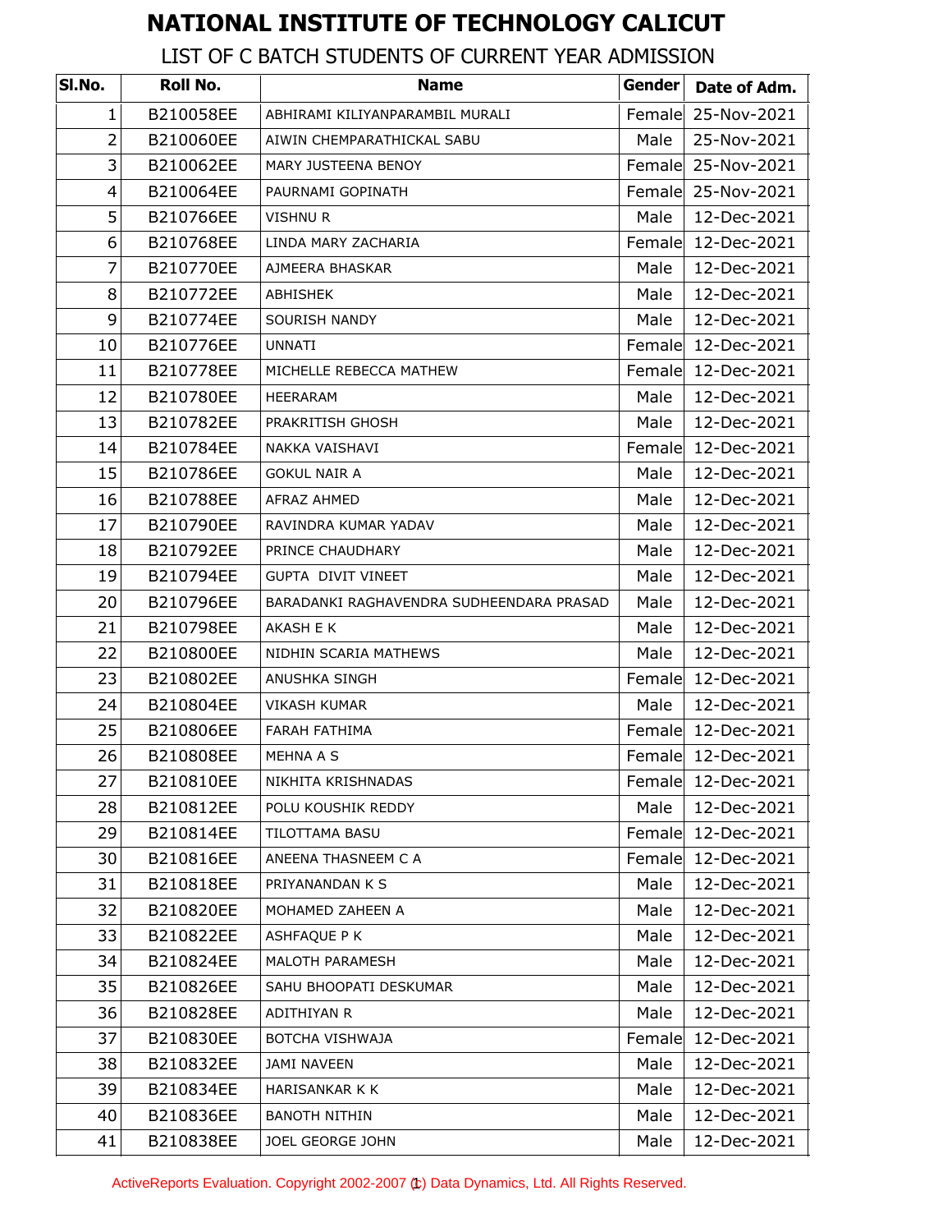# NATIONAL INSTITUTE OF TECHNOLOGY CALICUT

## LIST OF C BATCH STUDENTS OF CURRENT YEAR ADMISSION

| Sl.No. | Roll No. | Name | Gender | Date of Adm. |
|---|---|---|---|---|
| 1 | B210058EE | ABHIRAMI KILIYANPARAMBIL MURALI | Female | 25-Nov-2021 |
| 2 | B210060EE | AIWIN CHEMPARATHICKAL SABU | Male | 25-Nov-2021 |
| 3 | B210062EE | MARY JUSTEENA BENOY | Female | 25-Nov-2021 |
| 4 | B210064EE | PAURNAMI GOPINATH | Female | 25-Nov-2021 |
| 5 | B210766EE | VISHNU R | Male | 12-Dec-2021 |
| 6 | B210768EE | LINDA MARY ZACHARIA | Female | 12-Dec-2021 |
| 7 | B210770EE | AJMEERA BHASKAR | Male | 12-Dec-2021 |
| 8 | B210772EE | ABHISHEK | Male | 12-Dec-2021 |
| 9 | B210774EE | SOURISH NANDY | Male | 12-Dec-2021 |
| 10 | B210776EE | UNNATI | Female | 12-Dec-2021 |
| 11 | B210778EE | MICHELLE REBECCA MATHEW | Female | 12-Dec-2021 |
| 12 | B210780EE | HEERARAM | Male | 12-Dec-2021 |
| 13 | B210782EE | PRAKRITISH GHOSH | Male | 12-Dec-2021 |
| 14 | B210784EE | NAKKA VAISHAVI | Female | 12-Dec-2021 |
| 15 | B210786EE | GOKUL NAIR A | Male | 12-Dec-2021 |
| 16 | B210788EE | AFRAZ AHMED | Male | 12-Dec-2021 |
| 17 | B210790EE | RAVINDRA KUMAR YADAV | Male | 12-Dec-2021 |
| 18 | B210792EE | PRINCE CHAUDHARY | Male | 12-Dec-2021 |
| 19 | B210794EE | GUPTA DIVIT VINEET | Male | 12-Dec-2021 |
| 20 | B210796EE | BARADANKI RAGHAVENDRA SUDHEENDARA PRASAD | Male | 12-Dec-2021 |
| 21 | B210798EE | AKASH E K | Male | 12-Dec-2021 |
| 22 | B210800EE | NIDHIN SCARIA MATHEWS | Male | 12-Dec-2021 |
| 23 | B210802EE | ANUSHKA SINGH | Female | 12-Dec-2021 |
| 24 | B210804EE | VIKASH KUMAR | Male | 12-Dec-2021 |
| 25 | B210806EE | FARAH FATHIMA | Female | 12-Dec-2021 |
| 26 | B210808EE | MEHNA A S | Female | 12-Dec-2021 |
| 27 | B210810EE | NIKHITA KRISHNADAS | Female | 12-Dec-2021 |
| 28 | B210812EE | POLU KOUSHIK REDDY | Male | 12-Dec-2021 |
| 29 | B210814EE | TILOTTAMA BASU | Female | 12-Dec-2021 |
| 30 | B210816EE | ANEENA THASNEEM C A | Female | 12-Dec-2021 |
| 31 | B210818EE | PRIYANANDAN K S | Male | 12-Dec-2021 |
| 32 | B210820EE | MOHAMED ZAHEEN A | Male | 12-Dec-2021 |
| 33 | B210822EE | ASHFAQUE P K | Male | 12-Dec-2021 |
| 34 | B210824EE | MALOTH PARAMESH | Male | 12-Dec-2021 |
| 35 | B210826EE | SAHU BHOOPATI DESKUMAR | Male | 12-Dec-2021 |
| 36 | B210828EE | ADITHIYAN R | Male | 12-Dec-2021 |
| 37 | B210830EE | BOTCHA VISHWAJA | Female | 12-Dec-2021 |
| 38 | B210832EE | JAMI NAVEEN | Male | 12-Dec-2021 |
| 39 | B210834EE | HARISANKAR K K | Male | 12-Dec-2021 |
| 40 | B210836EE | BANOTH NITHIN | Male | 12-Dec-2021 |
| 41 | B210838EE | JOEL GEORGE JOHN | Male | 12-Dec-2021 |

ActiveReports Evaluation. Copyright 2002-2007 (c) Data Dynamics, Ltd. All Rights Reserved.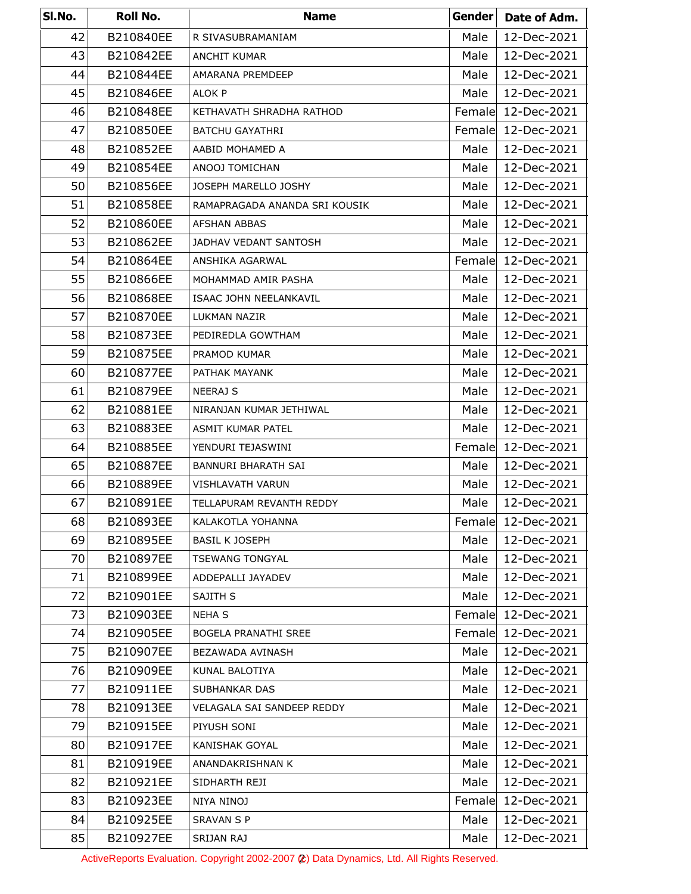| Sl.No. | Roll No. | Name | Gender | Date of Adm. |
|---|---|---|---|---|
| 42 | B210840EE | R SIVASUBRAMANIAM | Male | 12-Dec-2021 |
| 43 | B210842EE | ANCHIT KUMAR | Male | 12-Dec-2021 |
| 44 | B210844EE | AMARANA PREMDEEP | Male | 12-Dec-2021 |
| 45 | B210846EE | ALOK P | Male | 12-Dec-2021 |
| 46 | B210848EE | KETHAVATH SHRADHA RATHOD | Female | 12-Dec-2021 |
| 47 | B210850EE | BATCHU GAYATHRI | Female | 12-Dec-2021 |
| 48 | B210852EE | AABID MOHAMED A | Male | 12-Dec-2021 |
| 49 | B210854EE | ANOOJ TOMICHAN | Male | 12-Dec-2021 |
| 50 | B210856EE | JOSEPH MARELLO JOSHY | Male | 12-Dec-2021 |
| 51 | B210858EE | RAMAPRAGADA ANANDA SRI KOUSIK | Male | 12-Dec-2021 |
| 52 | B210860EE | AFSHAN ABBAS | Male | 12-Dec-2021 |
| 53 | B210862EE | JADHAV VEDANT SANTOSH | Male | 12-Dec-2021 |
| 54 | B210864EE | ANSHIKA AGARWAL | Female | 12-Dec-2021 |
| 55 | B210866EE | MOHAMMAD AMIR PASHA | Male | 12-Dec-2021 |
| 56 | B210868EE | ISAAC JOHN NEELANKAVIL | Male | 12-Dec-2021 |
| 57 | B210870EE | LUKMAN NAZIR | Male | 12-Dec-2021 |
| 58 | B210873EE | PEDIREDLA GOWTHAM | Male | 12-Dec-2021 |
| 59 | B210875EE | PRAMOD KUMAR | Male | 12-Dec-2021 |
| 60 | B210877EE | PATHAK MAYANK | Male | 12-Dec-2021 |
| 61 | B210879EE | NEERAJ S | Male | 12-Dec-2021 |
| 62 | B210881EE | NIRANJAN KUMAR JETHIWAL | Male | 12-Dec-2021 |
| 63 | B210883EE | ASMIT KUMAR PATEL | Male | 12-Dec-2021 |
| 64 | B210885EE | YENDURI TEJASWINI | Female | 12-Dec-2021 |
| 65 | B210887EE | BANNURI BHARATH SAI | Male | 12-Dec-2021 |
| 66 | B210889EE | VISHLAVATH VARUN | Male | 12-Dec-2021 |
| 67 | B210891EE | TELLAPURAM REVANTH REDDY | Male | 12-Dec-2021 |
| 68 | B210893EE | KALAKOTLA YOHANNA | Female | 12-Dec-2021 |
| 69 | B210895EE | BASIL K JOSEPH | Male | 12-Dec-2021 |
| 70 | B210897EE | TSEWANG TONGYAL | Male | 12-Dec-2021 |
| 71 | B210899EE | ADDEPALLI JAYADEV | Male | 12-Dec-2021 |
| 72 | B210901EE | SAJITH S | Male | 12-Dec-2021 |
| 73 | B210903EE | NEHA S | Female | 12-Dec-2021 |
| 74 | B210905EE | BOGELA PRANATHI SREE | Female | 12-Dec-2021 |
| 75 | B210907EE | BEZAWADA AVINASH | Male | 12-Dec-2021 |
| 76 | B210909EE | KUNAL BALOTIYA | Male | 12-Dec-2021 |
| 77 | B210911EE | SUBHANKAR DAS | Male | 12-Dec-2021 |
| 78 | B210913EE | VELAGALA SAI SANDEEP REDDY | Male | 12-Dec-2021 |
| 79 | B210915EE | PIYUSH SONI | Male | 12-Dec-2021 |
| 80 | B210917EE | KANISHAK GOYAL | Male | 12-Dec-2021 |
| 81 | B210919EE | ANANDAKRISHNAN K | Male | 12-Dec-2021 |
| 82 | B210921EE | SIDHARTH REJI | Male | 12-Dec-2021 |
| 83 | B210923EE | NIYA NINOJ | Female | 12-Dec-2021 |
| 84 | B210925EE | SRAVAN S P | Male | 12-Dec-2021 |
| 85 | B210927EE | SRIJAN RAJ | Male | 12-Dec-2021 |

ActiveReports Evaluation. Copyright 2002-2007 (c) Data Dynamics, Ltd. All Rights Reserved.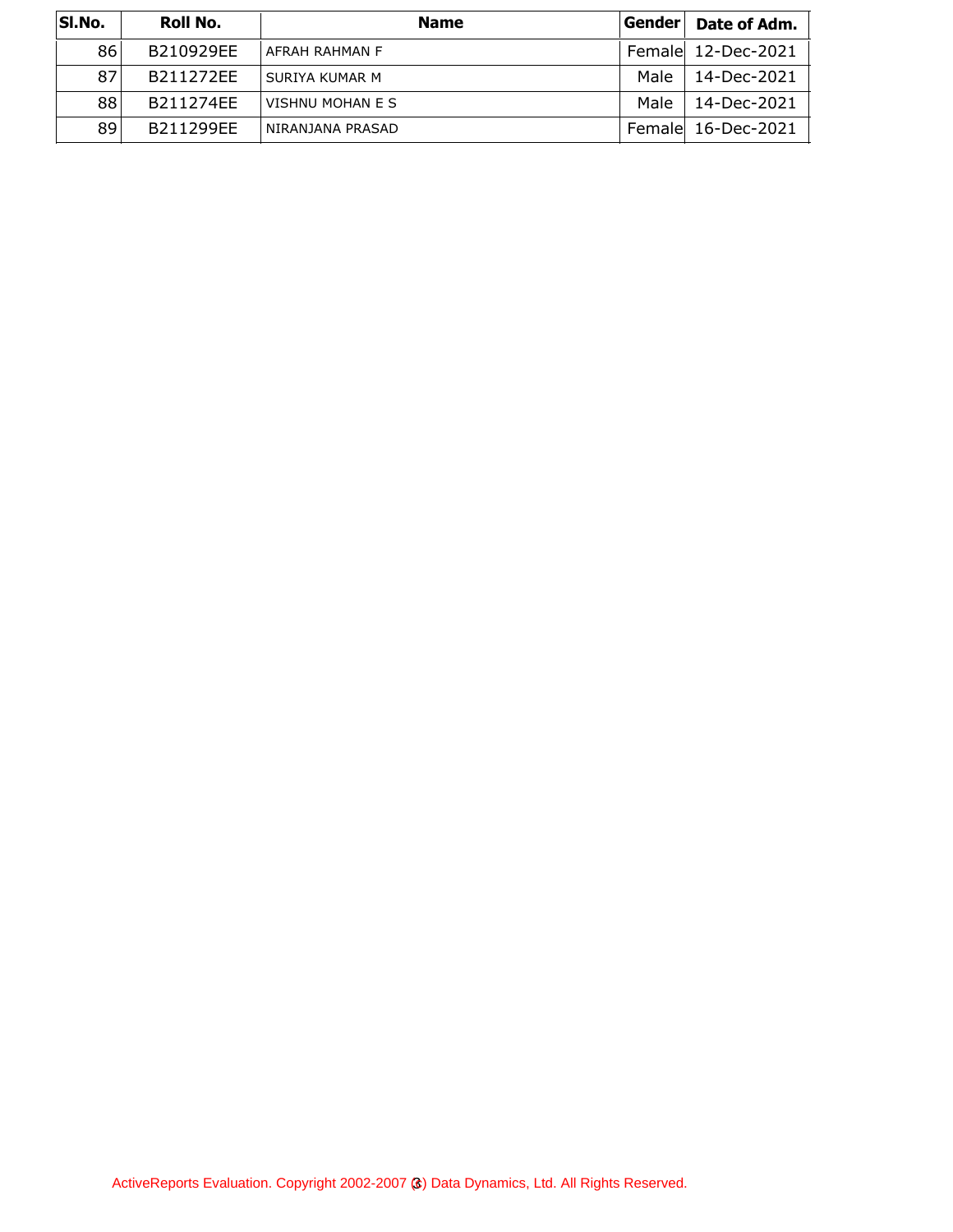| Sl.No. | Roll No. | Name | Gender | Date of Adm. |
|---|---|---|---|---|
| 86 | B210929EE | AFRAH RAHMAN F | Female | 12-Dec-2021 |
| 87 | B211272EE | SURIYA KUMAR M | Male | 14-Dec-2021 |
| 88 | B211274EE | VISHNU MOHAN E S | Male | 14-Dec-2021 |
| 89 | B211299EE | NIRANJANA PRASAD | Female | 16-Dec-2021 |

ActiveReports Evaluation. Copyright 2002-2007 (c) Data Dynamics, Ltd. All Rights Reserved.